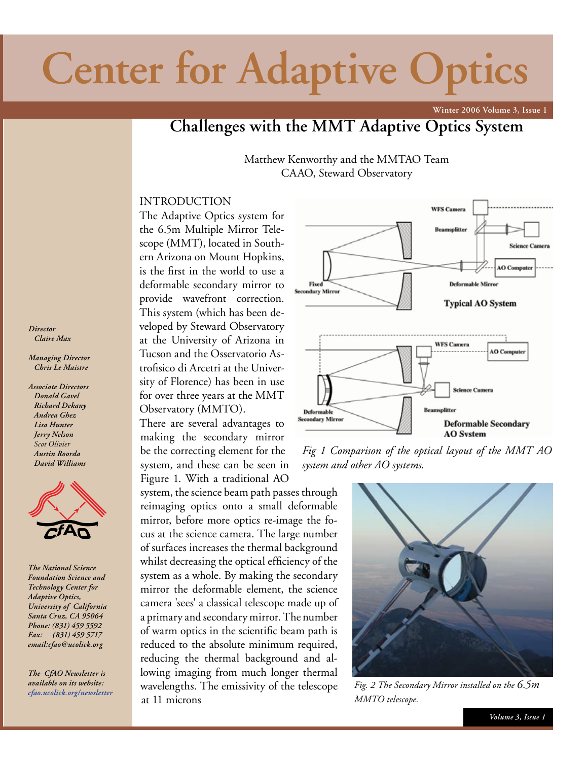# Center for Adaptive Optics

## Challenges with the MMT Adaptive Optics System

Matthew Kenworthy and the MMTAO Team
CAAO, Steward Observatory

### INTRODUCTION

The Adaptive Optics system for the 6.5m Multiple Mirror Telescope (MMT), located in Southern Arizona on Mount Hopkins, is the first in the world to use a deformable secondary mirror to provide wavefront correction. This system (which has been developed by Steward Observatory at the University of Arizona in Tucson and the Osservatorio Astrofisico di Arcetri at the University of Florence) has been in use for over three years at the MMT Observatory (MMTO).

There are several advantages to making the secondary mirror be the correcting element for the system, and these can be seen in Figure 1. With a traditional AO system, the science beam path passes through reimaging optics onto a small deformable mirror, before more optics re-image the focus at the science camera. The large number of surfaces increases the thermal background whilst decreasing the optical efficiency of the system as a whole. By making the secondary mirror the deformable element, the science camera 'sees' a classical telescope made up of a primary and secondary mirror. The number of warm optics in the scientific beam path is reduced to the absolute minimum required, reducing the thermal background and allowing imaging from much longer thermal wavelengths. The emissivity of the telescope at 11 microns

*Fig 1 Comparison of the optical layout of the MMT AO system and other AO systems.*

*Fig. 2 The Secondary Mirror installed on the 6.5m MMTO telescope.*

*Director*
*Claire Max*

*Managing Director*
*Chris Le Maistre*

*Associate Directors*
*Donald Gavel*
*Richard Dekany*
*Andrea Ghez*
*Lisa Hunter*
*Jerry Nelson*
*Scot Olivier*
*Austin Roorda*
*David Williams*

*The National Science Foundation Science and Technology Center for Adaptive Optics, University of California Santa Cruz, CA 95064*
*Phone: (831) 459 5592*
*Fax: (831) 459 5717*
*email:cfao@ucolick.org*

*The CfAO Newsletter is available on its website: cfao.ucolick.org/newsletter*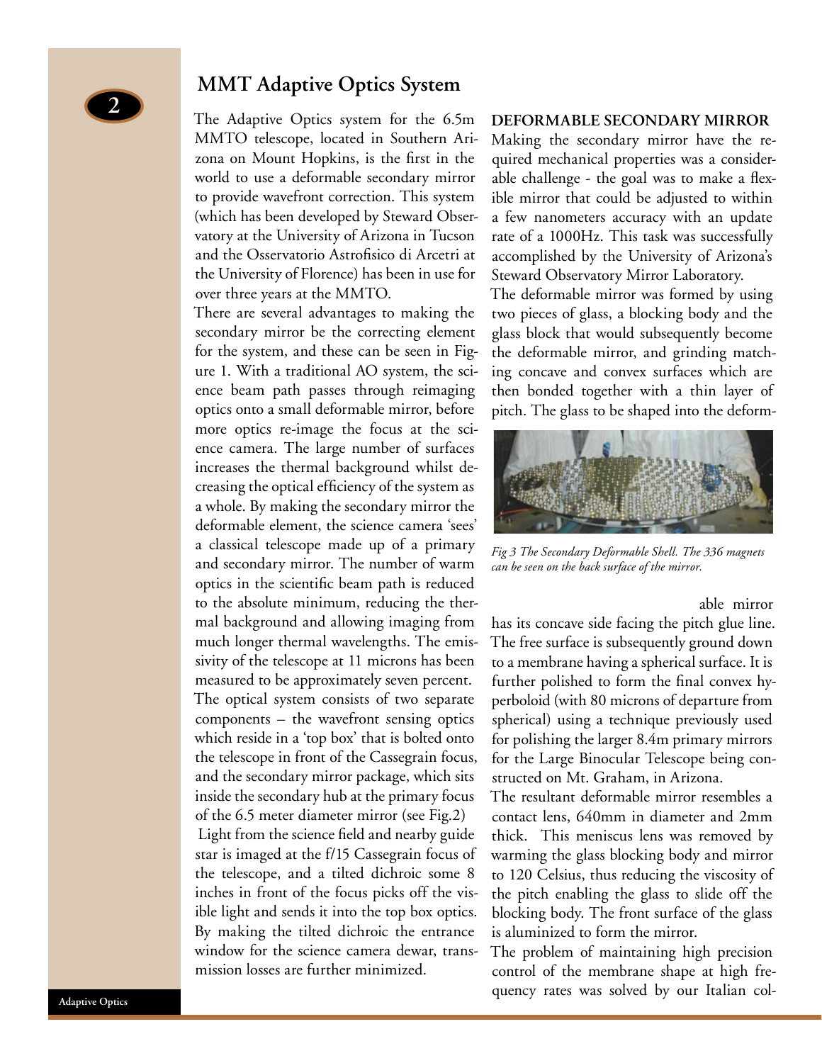## MMT Adaptive Optics System

The Adaptive Optics system for the 6.5m MMTO telescope, located in Southern Arizona on Mount Hopkins, is the first in the world to use a deformable secondary mirror to provide wavefront correction. This system (which has been developed by Steward Observatory at the University of Arizona in Tucson and the Osservatorio Astrofisico di Arcetri at the University of Florence) has been in use for over three years at the MMTO.

There are several advantages to making the secondary mirror be the correcting element for the system, and these can be seen in Figure 1. With a traditional AO system, the science beam path passes through reimaging optics onto a small deformable mirror, before more optics re-image the focus at the science camera. The large number of surfaces increases the thermal background whilst decreasing the optical efficiency of the system as a whole. By making the secondary mirror the deformable element, the science camera 'sees' a classical telescope made up of a primary and secondary mirror. The number of warm optics in the scientific beam path is reduced to the absolute minimum, reducing the thermal background and allowing imaging from much longer thermal wavelengths. The emissivity of the telescope at 11 microns has been measured to be approximately seven percent.

The optical system consists of two separate components – the wavefront sensing optics which reside in a 'top box' that is bolted onto the telescope in front of the Cassegrain focus, and the secondary mirror package, which sits inside the secondary hub at the primary focus of the 6.5 meter diameter mirror (see Fig.2)

Light from the science field and nearby guide star is imaged at the f/15 Cassegrain focus of the telescope, and a tilted dichroic some 8 inches in front of the focus picks off the visible light and sends it into the top box optics. By making the tilted dichroic the entrance window for the science camera dewar, transmission losses are further minimized.

**DEFORMABLE SECONDARY MIRROR**

Making the secondary mirror have the required mechanical properties was a considerable challenge - the goal was to make a flexible mirror that could be adjusted to within a few nanometers accuracy with an update rate of a 1000Hz. This task was successfully accomplished by the University of Arizona's Steward Observatory Mirror Laboratory.

The deformable mirror was formed by using two pieces of glass, a blocking body and the glass block that would subsequently become the deformable mirror, and grinding matching concave and convex surfaces which are then bonded together with a thin layer of pitch. The glass to be shaped into the deformable mirror has its concave side facing the pitch glue line. The free surface is subsequently ground down to a membrane having a spherical surface. It is further polished to form the final convex hyperboloid (with 80 microns of departure from spherical) using a technique previously used for polishing the larger 8.4m primary mirrors for the Large Binocular Telescope being constructed on Mt. Graham, in Arizona.

*Fig 3 The Secondary Deformable Shell. The 336 magnets can be seen on the back surface of the mirror.*

The resultant deformable mirror resembles a contact lens, 640mm in diameter and 2mm thick. This meniscus lens was removed by warming the glass blocking body and mirror to 120 Celsius, thus reducing the viscosity of the pitch enabling the glass to slide off the blocking body. The front surface of the glass is aluminized to form the mirror.

The problem of maintaining high precision control of the membrane shape at high frequency rates was solved by our Italian col-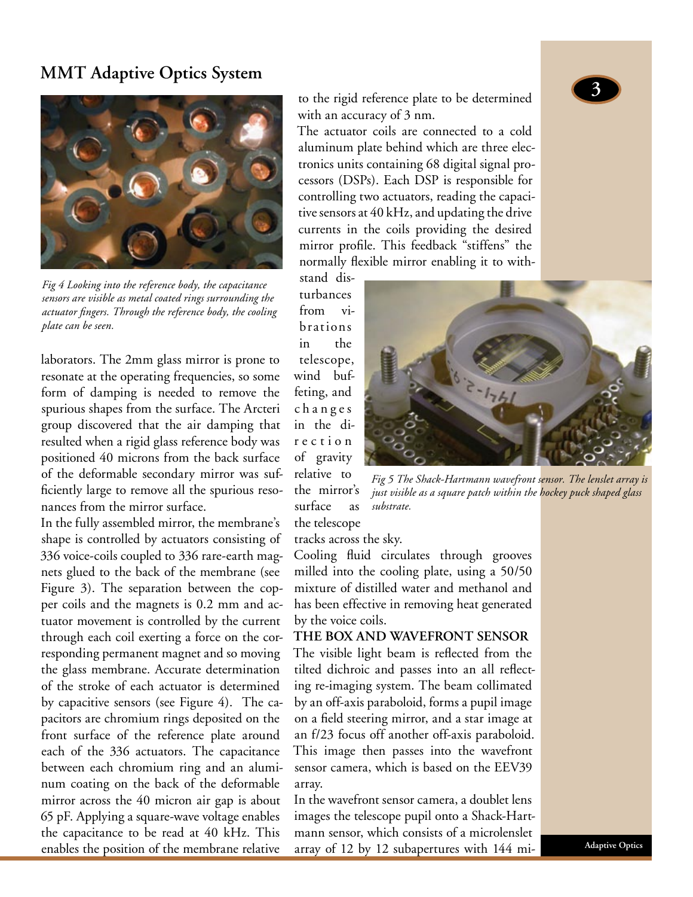## MMT Adaptive Optics System

*Fig 4 Looking into the reference body, the capacitance sensors are visible as metal coated rings surrounding the actuator fingers. Through the reference body, the cooling plate can be seen.*

laborators. The 2mm glass mirror is prone to resonate at the operating frequencies, so some form of damping is needed to remove the spurious shapes from the surface. The Arcteri group discovered that the air damping that resulted when a rigid glass reference body was positioned 40 microns from the back surface of the deformable secondary mirror was sufficiently large to remove all the spurious resonances from the mirror surface.

In the fully assembled mirror, the membrane's shape is controlled by actuators consisting of 336 voice-coils coupled to 336 rare-earth magnets glued to the back of the membrane (see Figure 3). The separation between the copper coils and the magnets is 0.2 mm and actuator movement is controlled by the current through each coil exerting a force on the corresponding permanent magnet and so moving the glass membrane. Accurate determination of the stroke of each actuator is determined by capacitive sensors (see Figure 4). The capacitors are chromium rings deposited on the front surface of the reference plate around each of the 336 actuators. The capacitance between each chromium ring and an aluminum coating on the back of the deformable mirror across the 40 micron air gap is about 65 pF. Applying a square-wave voltage enables the capacitance to be read at 40 kHz. This enables the position of the membrane relative to the rigid reference plate to be determined with an accuracy of 3 nm.

The actuator coils are connected to a cold aluminum plate behind which are three electronics units containing 68 digital signal processors (DSPs). Each DSP is responsible for controlling two actuators, reading the capacitive sensors at 40 kHz, and updating the drive currents in the coils providing the desired mirror profile. This feedback "stiffens" the normally flexible mirror enabling it to withstand disturbances from vibrations in the telescope, wind buffeting, and changes in the direction of gravity relative to the mirror's surface as the telescope tracks across the sky.

*Fig 5 The Shack-Hartmann wavefront sensor. The lenslet array is just visible as a square patch within the hockey puck shaped glass substrate.*

Cooling fluid circulates through grooves milled into the cooling plate, using a 50/50 mixture of distilled water and methanol and has been effective in removing heat generated by the voice coils.

**THE BOX AND WAVEFRONT SENSOR**

The visible light beam is reflected from the tilted dichroic and passes into an all reflecting re-imaging system. The beam collimated by an off-axis paraboloid, forms a pupil image on a field steering mirror, and a star image at an f/23 focus off another off-axis paraboloid. This image then passes into the wavefront sensor camera, which is based on the EEV39 array.

In the wavefront sensor camera, a doublet lens images the telescope pupil onto a Shack-Hartmann sensor, which consists of a microlenslet array of 12 by 12 subapertures with 144 mi-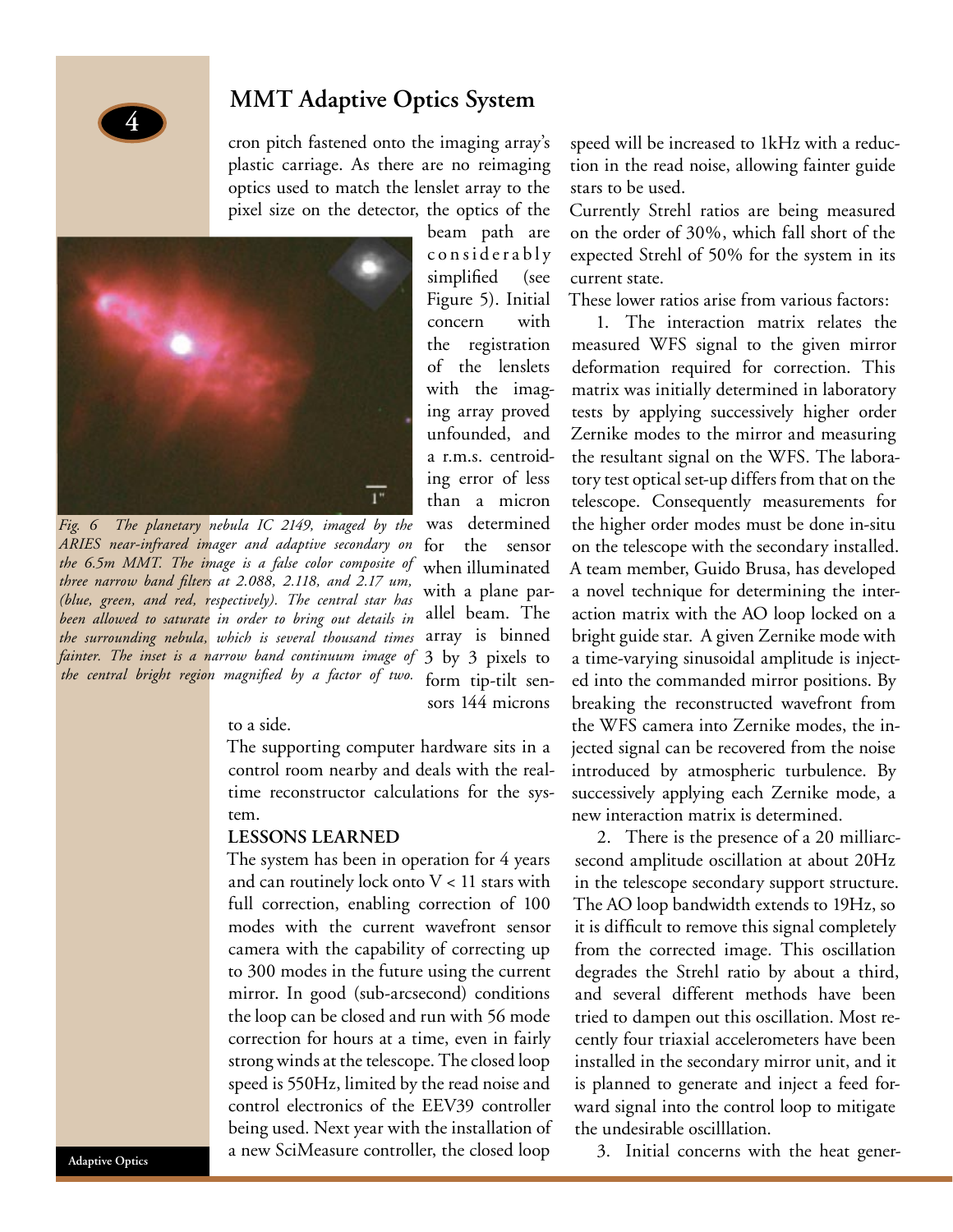cron pitch fastened onto the imaging array's plastic carriage. As there are no reimaging optics used to match the lenslet array to the pixel size on the detector, the optics of the beam path are considerably simplified (see Figure 5). Initial concern with the registration of the lenslets with the imaging array proved unfounded, and a r.m.s. centroiding error of less than a micron was determined for the sensor when illuminated with a plane parallel beam. The array is binned 3 by 3 pixels to form tip-tilt sensors 144 microns to a side.

*Fig. 6 The planetary nebula IC 2149, imaged by the ARIES near-infrared imager and adaptive secondary on the 6.5m MMT. The image is a false color composite of three narrow band filters at 2.088, 2.118, and 2.17 um, (blue, green, and red, respectively). The central star has been allowed to saturate in order to bring out details in the surrounding nebula, which is several thousand times fainter. The inset is a narrow band continuum image of the central bright region magnified by a factor of two.*

The supporting computer hardware sits in a control room nearby and deals with the real-time reconstructor calculations for the system.

**LESSONS LEARNED**

The system has been in operation for 4 years and can routinely lock onto V < 11 stars with full correction, enabling correction of 100 modes with the current wavefront sensor camera with the capability of correcting up to 300 modes in the future using the current mirror. In good (sub-arcsecond) conditions the loop can be closed and run with 56 mode correction for hours at a time, even in fairly strong winds at the telescope. The closed loop speed is 550Hz, limited by the read noise and control electronics of the EEV39 controller being used. Next year with the installation of a new SciMeasure controller, the closed loop speed will be increased to 1kHz with a reduction in the read noise, allowing fainter guide stars to be used.

Currently Strehl ratios are being measured on the order of 30%, which fall short of the expected Strehl of 50% for the system in its current state.

These lower ratios arise from various factors:

1. The interaction matrix relates the measured WFS signal to the given mirror deformation required for correction. This matrix was initially determined in laboratory tests by applying successively higher order Zernike modes to the mirror and measuring the resultant signal on the WFS. The laboratory test optical set-up differs from that on the telescope. Consequently measurements for the higher order modes must be done in-situ on the telescope with the secondary installed. A team member, Guido Brusa, has developed a novel technique for determining the interaction matrix with the AO loop locked on a bright guide star. A given Zernike mode with a time-varying sinusoidal amplitude is injected into the commanded mirror positions. By breaking the reconstructed wavefront from the WFS camera into Zernike modes, the injected signal can be recovered from the noise introduced by atmospheric turbulence. By successively applying each Zernike mode, a new interaction matrix is determined.

2. There is the presence of a 20 milliarcsecond amplitude oscillation at about 20Hz in the telescope secondary support structure. The AO loop bandwidth extends to 19Hz, so it is difficult to remove this signal completely from the corrected image. This oscillation degrades the Strehl ratio by about a third, and several different methods have been tried to dampen out this oscillation. Most recently four triaxial accelerometers have been installed in the secondary mirror unit, and it is planned to generate and inject a feed forward signal into the control loop to mitigate the undesirable oscilllation.

3. Initial concerns with the heat gener-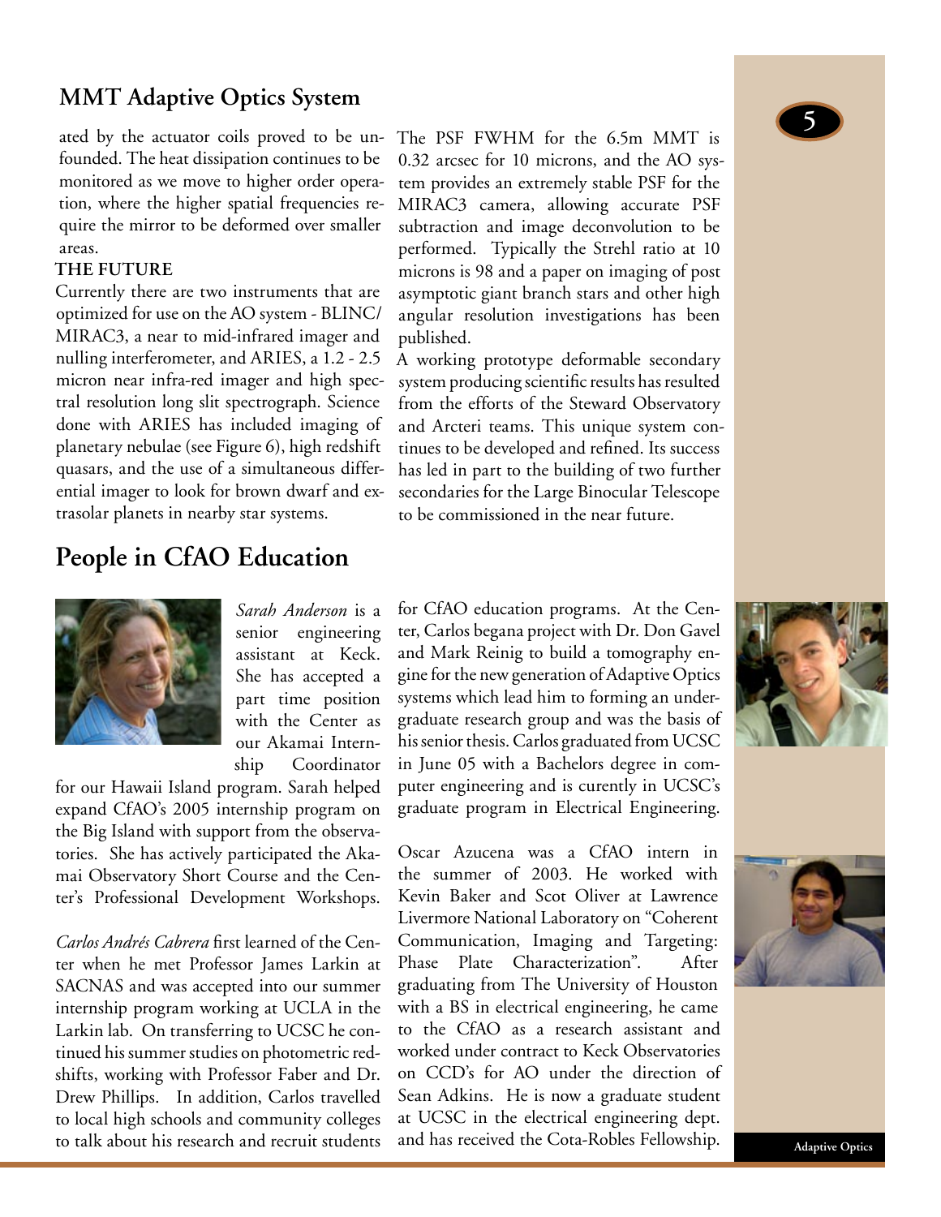## MMT Adaptive Optics System

ated by the actuator coils proved to be unfounded. The heat dissipation continues to be monitored as we move to higher order operation, where the higher spatial frequencies require the mirror to be deformed over smaller areas.

**THE FUTURE**

Currently there are two instruments that are optimized for use on the AO system - BLINC/MIRAC3, a near to mid-infrared imager and nulling interferometer, and ARIES, a 1.2 - 2.5 micron near infra-red imager and high spectral resolution long slit spectrograph. Science done with ARIES has included imaging of planetary nebulae (see Figure 6), high redshift quasars, and the use of a simultaneous differential imager to look for brown dwarf and extrasolar planets in nearby star systems.

The PSF FWHM for the 6.5m MMT is 0.32 arcsec for 10 microns, and the AO system provides an extremely stable PSF for the MIRAC3 camera, allowing accurate PSF subtraction and image deconvolution to be performed. Typically the Strehl ratio at 10 microns is 98 and a paper on imaging of post asymptotic giant branch stars and other high angular resolution investigations has been published.

A working prototype deformable secondary system producing scientific results has resulted from the efforts of the Steward Observatory and Arcteri teams. This unique system continues to be developed and refined. Its success has led in part to the building of two further secondaries for the Large Binocular Telescope to be commissioned in the near future.

## People in CfAO Education

*Sarah Anderson* is a senior engineering assistant at Keck. She has accepted a part time position with the Center as our Akamai Internship Coordinator for our Hawaii Island program. Sarah helped expand CfAO's 2005 internship program on the Big Island with support from the observatories. She has actively participated the Akamai Observatory Short Course and the Center's Professional Development Workshops.

*Carlos Andrés Cabrera* first learned of the Center when he met Professor James Larkin at SACNAS and was accepted into our summer internship program working at UCLA in the Larkin lab. On transferring to UCSC he continued his summer studies on photometric redshifts, working with Professor Faber and Dr. Drew Phillips. In addition, Carlos travelled to local high schools and community colleges to talk about his research and recruit students for CfAO education programs. At the Center, Carlos begana project with Dr. Don Gavel and Mark Reinig to build a tomography engine for the new generation of Adaptive Optics systems which lead him to forming an undergraduate research group and was the basis of his senior thesis. Carlos graduated from UCSC in June 05 with a Bachelors degree in computer engineering and is curently in UCSC's graduate program in Electrical Engineering.

Oscar Azucena was a CfAO intern in the summer of 2003. He worked with Kevin Baker and Scot Oliver at Lawrence Livermore National Laboratory on "Coherent Communication, Imaging and Targeting: Phase Plate Characterization". After graduating from The University of Houston with a BS in electrical engineering, he came to the CfAO as a research assistant and worked under contract to Keck Observatories on CCD's for AO under the direction of Sean Adkins. He is now a graduate student at UCSC in the electrical engineering dept. and has received the Cota-Robles Fellowship.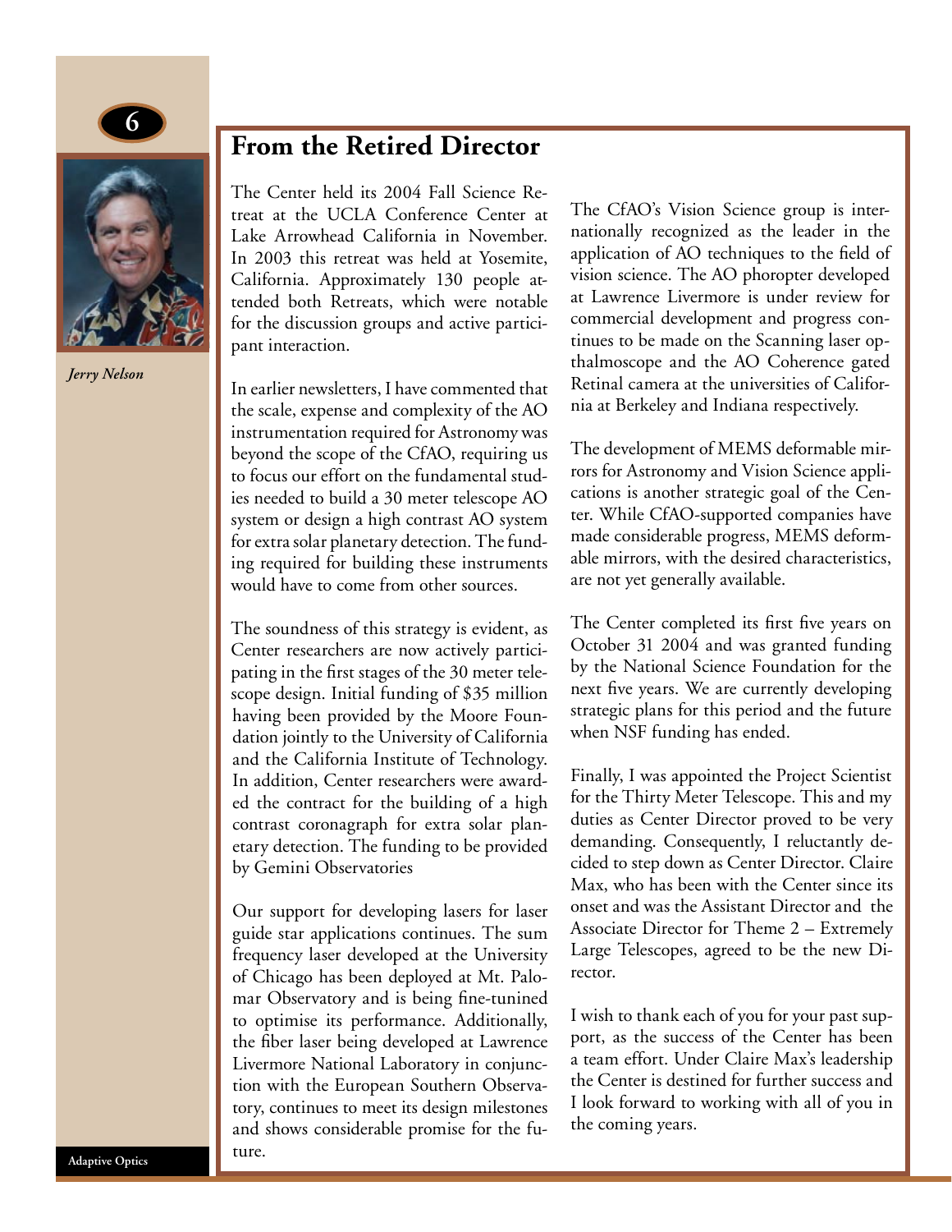## From the Retired Director

*Jerry Nelson*

The Center held its 2004 Fall Science Retreat at the UCLA Conference Center at Lake Arrowhead California in November. In 2003 this retreat was held at Yosemite, California. Approximately 130 people attended both Retreats, which were notable for the discussion groups and active participant interaction.

In earlier newsletters, I have commented that the scale, expense and complexity of the AO instrumentation required for Astronomy was beyond the scope of the CfAO, requiring us to focus our effort on the fundamental studies needed to build a 30 meter telescope AO system or design a high contrast AO system for extra solar planetary detection. The funding required for building these instruments would have to come from other sources.

The soundness of this strategy is evident, as Center researchers are now actively participating in the first stages of the 30 meter telescope design. Initial funding of $35 million having been provided by the Moore Foundation jointly to the University of California and the California Institute of Technology. In addition, Center researchers were awarded the contract for the building of a high contrast coronagraph for extra solar planetary detection. The funding to be provided by Gemini Observatories

Our support for developing lasers for laser guide star applications continues. The sum frequency laser developed at the University of Chicago has been deployed at Mt. Palomar Observatory and is being fine-tunined to optimise its performance. Additionally, the fiber laser being developed at Lawrence Livermore National Laboratory in conjunction with the European Southern Observatory, continues to meet its design milestones and shows considerable promise for the future.

The CfAO's Vision Science group is internationally recognized as the leader in the application of AO techniques to the field of vision science. The AO phoropter developed at Lawrence Livermore is under review for commercial development and progress continues to be made on the Scanning laser opthalmoscope and the AO Coherence gated Retinal camera at the universities of California at Berkeley and Indiana respectively.

The development of MEMS deformable mirrors for Astronomy and Vision Science applications is another strategic goal of the Center. While CfAO-supported companies have made considerable progress, MEMS deformable mirrors, with the desired characteristics, are not yet generally available.

The Center completed its first five years on October 31 2004 and was granted funding by the National Science Foundation for the next five years. We are currently developing strategic plans for this period and the future when NSF funding has ended.

Finally, I was appointed the Project Scientist for the Thirty Meter Telescope. This and my duties as Center Director proved to be very demanding. Consequently, I reluctantly decided to step down as Center Director. Claire Max, who has been with the Center since its onset and was the Assistant Director and the Associate Director for Theme 2 – Extremely Large Telescopes, agreed to be the new Director.

I wish to thank each of you for your past support, as the success of the Center has been a team effort. Under Claire Max's leadership the Center is destined for further success and I look forward to working with all of you in the coming years.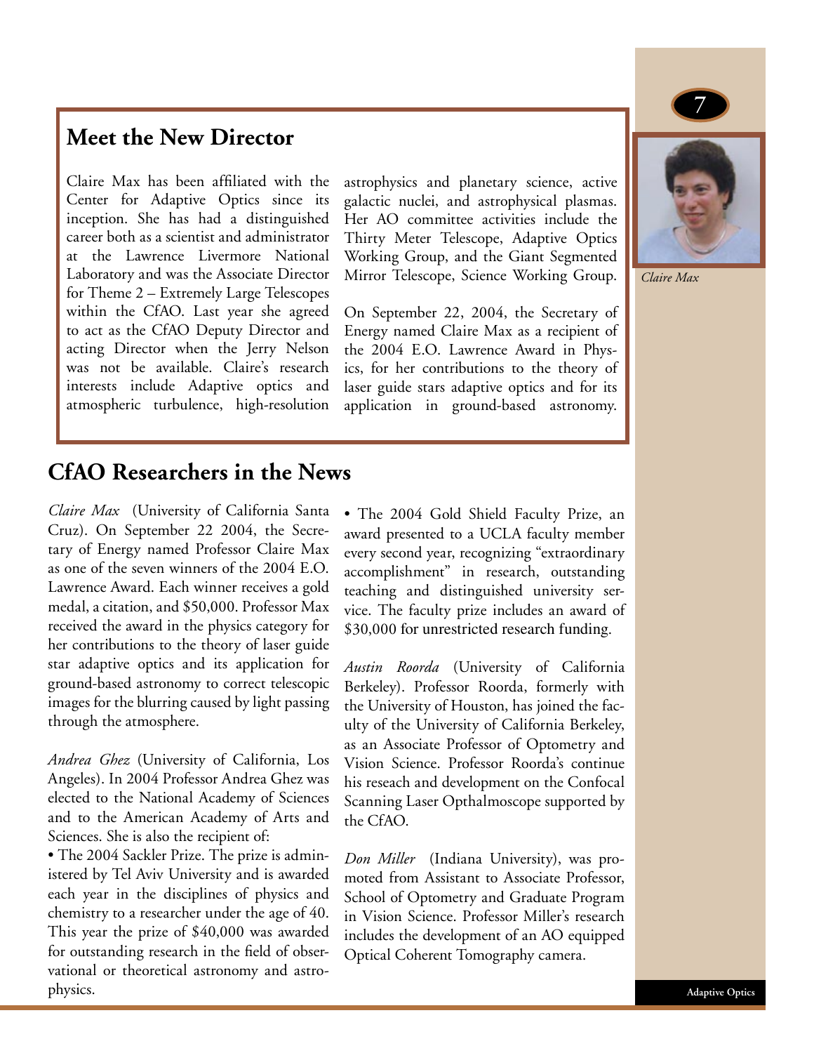## Meet the New Director

Claire Max has been affiliated with the Center for Adaptive Optics since its inception. She has had a distinguished career both as a scientist and administrator at the Lawrence Livermore National Laboratory and was the Associate Director for Theme 2 – Extremely Large Telescopes within the CfAO. Last year she agreed to act as the CfAO Deputy Director and acting Director when the Jerry Nelson was not be available. Claire's research interests include Adaptive optics and atmospheric turbulence, high-resolution astrophysics and planetary science, active galactic nuclei, and astrophysical plasmas. Her AO committee activities include the Thirty Meter Telescope, Adaptive Optics Working Group, and the Giant Segmented Mirror Telescope, Science Working Group.

On September 22, 2004, the Secretary of Energy named Claire Max as a recipient of the 2004 E.O. Lawrence Award in Physics, for her contributions to the theory of laser guide stars adaptive optics and for its application in ground-based astronomy.

*Claire Max*

## CfAO Researchers in the News

*Claire Max* (University of California Santa Cruz). On September 22 2004, the Secretary of Energy named Professor Claire Max as one of the seven winners of the 2004 E.O. Lawrence Award. Each winner receives a gold medal, a citation, and $50,000. Professor Max received the award in the physics category for her contributions to the theory of laser guide star adaptive optics and its application for ground-based astronomy to correct telescopic images for the blurring caused by light passing through the atmosphere.

*Andrea Ghez* (University of California, Los Angeles). In 2004 Professor Andrea Ghez was elected to the National Academy of Sciences and to the American Academy of Arts and Sciences. She is also the recipient of:

- The 2004 Sackler Prize. The prize is administered by Tel Aviv University and is awarded each year in the disciplines of physics and chemistry to a researcher under the age of 40. This year the prize of $40,000 was awarded for outstanding research in the field of observational or theoretical astronomy and astrophysics.
- The 2004 Gold Shield Faculty Prize, an award presented to a UCLA faculty member every second year, recognizing "extraordinary accomplishment" in research, outstanding teaching and distinguished university service. The faculty prize includes an award of $30,000 for unrestricted research funding.

*Austin Roorda* (University of California Berkeley). Professor Roorda, formerly with the University of Houston, has joined the faculty of the University of California Berkeley, as an Associate Professor of Optometry and Vision Science. Professor Roorda's continue his reseach and development on the Confocal Scanning Laser Opthalmoscope supported by the CfAO.

*Don Miller* (Indiana University), was promoted from Assistant to Associate Professor, School of Optometry and Graduate Program in Vision Science. Professor Miller's research includes the development of an AO equipped Optical Coherent Tomography camera.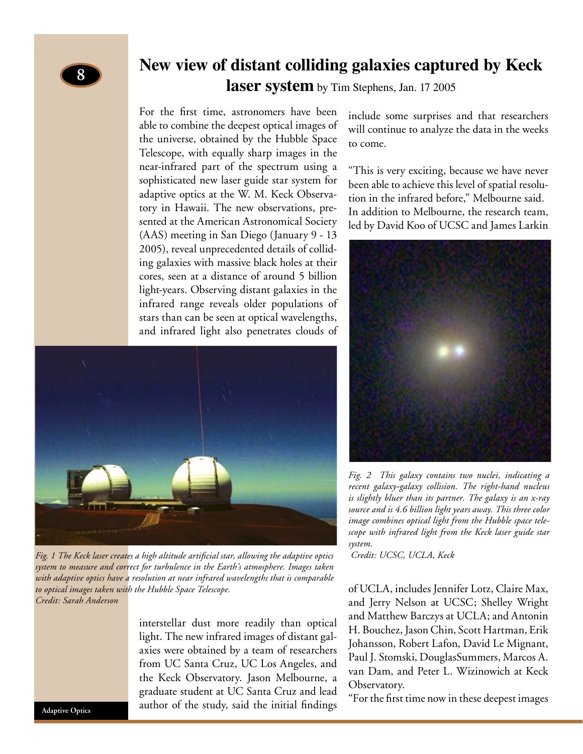# New view of distant colliding galaxies captured by Keck laser system

by Tim Stephens, Jan. 17 2005

For the first time, astronomers have been able to combine the deepest optical images of the universe, obtained by the Hubble Space Telescope, with equally sharp images in the near-infrared part of the spectrum using a sophisticated new laser guide star system for adaptive optics at the W. M. Keck Observatory in Hawaii. The new observations, presented at the American Astronomical Society (AAS) meeting in San Diego (January 9 - 13 2005), reveal unprecedented details of colliding galaxies with massive black holes at their cores, seen at a distance of around 5 billion light-years. Observing distant galaxies in the infrared range reveals older populations of stars than can be seen at optical wavelengths, and infrared light also penetrates clouds of interstellar dust more readily than optical light. The new infrared images of distant galaxies were obtained by a team of researchers from UC Santa Cruz, UC Los Angeles, and the Keck Observatory. Jason Melbourne, a graduate student at UC Santa Cruz and lead author of the study, said the initial findings include some surprises and that researchers will continue to analyze the data in the weeks to come.

*Fig. 1 The Keck laser creates a high altitude artificial star, allowing the adaptive optics system to measure and correct for turbulence in the Earth's atmosphere. Images taken with adaptive optics have a resolution at near infrared wavelengths that is comparable to optical images taken with the Hubble Space Telescope.*
*Credit: Sarah Anderson*

"This is very exciting, because we have never been able to achieve this level of spatial resolution in the infrared before," Melbourne said. In addition to Melbourne, the research team, led by David Koo of UCSC and James Larkin of UCLA, includes Jennifer Lotz, Claire Max, and Jerry Nelson at UCSC; Shelley Wright and Matthew Barczys at UCLA; and Antonin H. Bouchez, Jason Chin, Scott Hartman, Erik Johansson, Robert Lafon, David Le Mignant, Paul J. Stomski, DouglasSummers, Marcos A. van Dam, and Peter L. Wizinowich at Keck Observatory.

*Fig. 2 This galaxy contains two nuclei, indicating a recent galaxy-galaxy collision. The right-hand nucleus is slightly bluer than its partner. The galaxy is an x-ray source and is 4.6 billion light years away. This three color image combines optical light from the Hubble space telescope with infrared light from the Keck laser guide star system.*
*Credit: UCSC, UCLA, Keck*

"For the first time now in these deepest images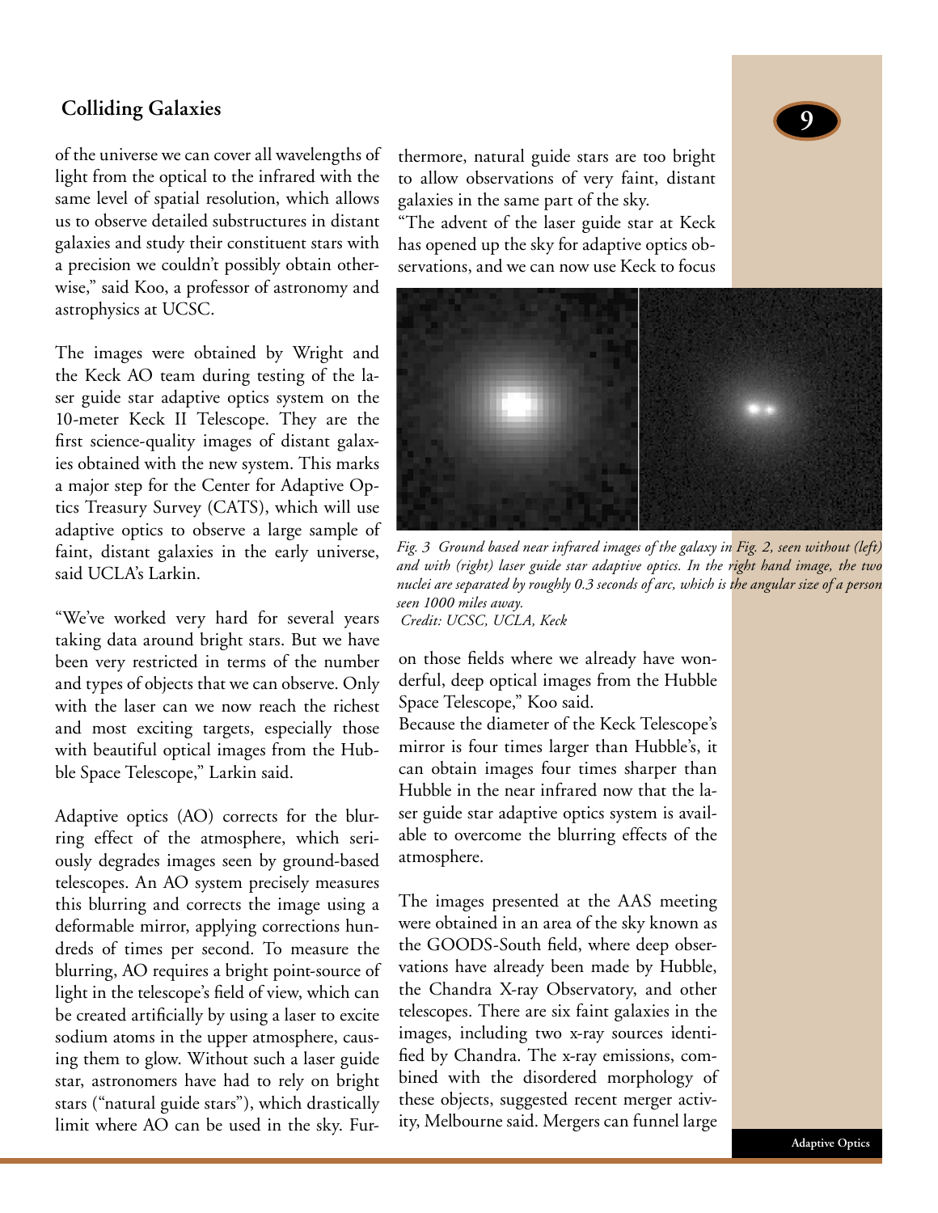## Colliding Galaxies

of the universe we can cover all wavelengths of light from the optical to the infrared with the same level of spatial resolution, which allows us to observe detailed substructures in distant galaxies and study their constituent stars with a precision we couldn't possibly obtain otherwise," said Koo, a professor of astronomy and astrophysics at UCSC.

The images were obtained by Wright and the Keck AO team during testing of the laser guide star adaptive optics system on the 10-meter Keck II Telescope. They are the first science-quality images of distant galaxies obtained with the new system. This marks a major step for the Center for Adaptive Optics Treasury Survey (CATS), which will use adaptive optics to observe a large sample of faint, distant galaxies in the early universe, said UCLA's Larkin.

"We've worked very hard for several years taking data around bright stars. But we have been very restricted in terms of the number and types of objects that we can observe. Only with the laser can we now reach the richest and most exciting targets, especially those with beautiful optical images from the Hubble Space Telescope," Larkin said.

Adaptive optics (AO) corrects for the blurring effect of the atmosphere, which seriously degrades images seen by ground-based telescopes. An AO system precisely measures this blurring and corrects the image using a deformable mirror, applying corrections hundreds of times per second. To measure the blurring, AO requires a bright point-source of light in the telescope's field of view, which can be created artificially by using a laser to excite sodium atoms in the upper atmosphere, causing them to glow. Without such a laser guide star, astronomers have had to rely on bright stars ("natural guide stars"), which drastically limit where AO can be used in the sky. Furthermore, natural guide stars are too bright to allow observations of very faint, distant galaxies in the same part of the sky.

"The advent of the laser guide star at Keck has opened up the sky for adaptive optics observations, and we can now use Keck to focus on those fields where we already have wonderful, deep optical images from the Hubble Space Telescope," Koo said.

*Fig. 3 Ground based near infrared images of the galaxy in Fig. 2, seen without (left) and with (right) laser guide star adaptive optics. In the right hand image, the two nuclei are separated by roughly 0.3 seconds of arc, which is the angular size of a person seen 1000 miles away.*
*Credit: UCSC, UCLA, Keck*

Because the diameter of the Keck Telescope's mirror is four times larger than Hubble's, it can obtain images four times sharper than Hubble in the near infrared now that the laser guide star adaptive optics system is available to overcome the blurring effects of the atmosphere.

The images presented at the AAS meeting were obtained in an area of the sky known as the GOODS-South field, where deep observations have already been made by Hubble, the Chandra X-ray Observatory, and other telescopes. There are six faint galaxies in the images, including two x-ray sources identified by Chandra. The x-ray emissions, combined with the disordered morphology of these objects, suggested recent merger activity, Melbourne said. Mergers can funnel large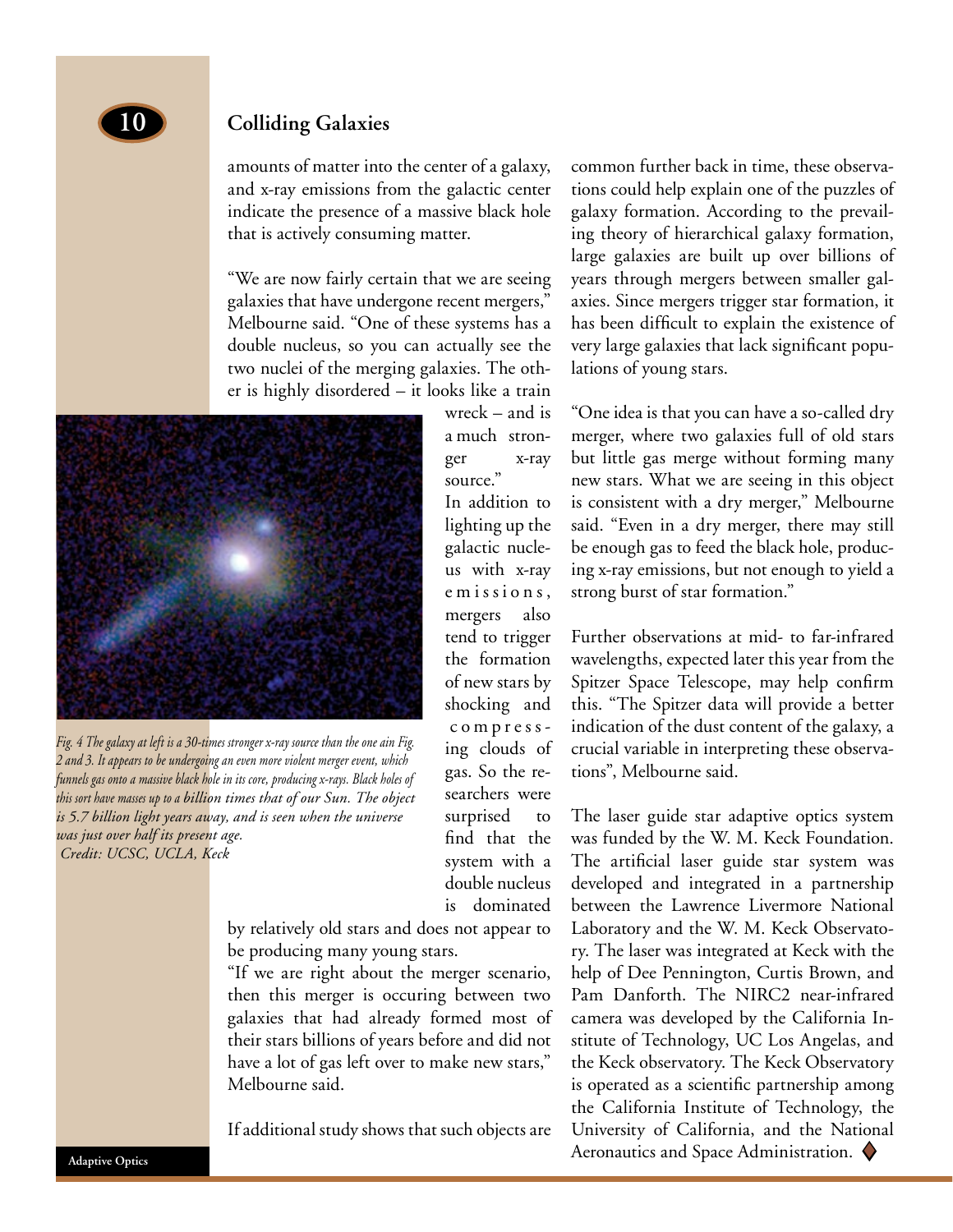## Colliding Galaxies

amounts of matter into the center of a galaxy, and x-ray emissions from the galactic center indicate the presence of a massive black hole that is actively consuming matter.

"We are now fairly certain that we are seeing galaxies that have undergone recent mergers," Melbourne said. "One of these systems has a double nucleus, so you can actually see the two nuclei of the merging galaxies. The other is highly disordered – it looks like a train wreck – and is a much stronger x-ray source."

*Fig. 4 The galaxy at left is a 30-times stronger x-ray source than the one ain Fig. 2 and 3. It appears to be undergoing an even more violent merger event, which funnels gas onto a massive black hole in its core, producing x-rays. Black holes of this sort have masses up to a billion times that of our Sun. The object is 5.7 billion light years away, and is seen when the universe was just over half its present age.*
*Credit: UCSC, UCLA, Keck*

In addition to lighting up the galactic nucleus with x-ray emissions, mergers also tend to trigger the formation of new stars by shocking and compressing clouds of gas. So the researchers were surprised to find that the system with a double nucleus is dominated by relatively old stars and does not appear to be producing many young stars.

"If we are right about the merger scenario, then this merger is occuring between two galaxies that had already formed most of their stars billions of years before and did not have a lot of gas left over to make new stars," Melbourne said.

If additional study shows that such objects are common further back in time, these observations could help explain one of the puzzles of galaxy formation. According to the prevailing theory of hierarchical galaxy formation, large galaxies are built up over billions of years through mergers between smaller galaxies. Since mergers trigger star formation, it has been difficult to explain the existence of very large galaxies that lack significant populations of young stars.

"One idea is that you can have a so-called dry merger, where two galaxies full of old stars but little gas merge without forming many new stars. What we are seeing in this object is consistent with a dry merger," Melbourne said. "Even in a dry merger, there may still be enough gas to feed the black hole, producing x-ray emissions, but not enough to yield a strong burst of star formation."

Further observations at mid- to far-infrared wavelengths, expected later this year from the Spitzer Space Telescope, may help confirm this. "The Spitzer data will provide a better indication of the dust content of the galaxy, a crucial variable in interpreting these observations", Melbourne said.

The laser guide star adaptive optics system was funded by the W. M. Keck Foundation. The artificial laser guide star system was developed and integrated in a partnership between the Lawrence Livermore National Laboratory and the W. M. Keck Observatory. The laser was integrated at Keck with the help of Dee Pennington, Curtis Brown, and Pam Danforth. The NIRC2 near-infrared camera was developed by the California Institute of Technology, UC Los Angelas, and the Keck observatory. The Keck Observatory is operated as a scientific partnership among the California Institute of Technology, the University of California, and the National Aeronautics and Space Administration.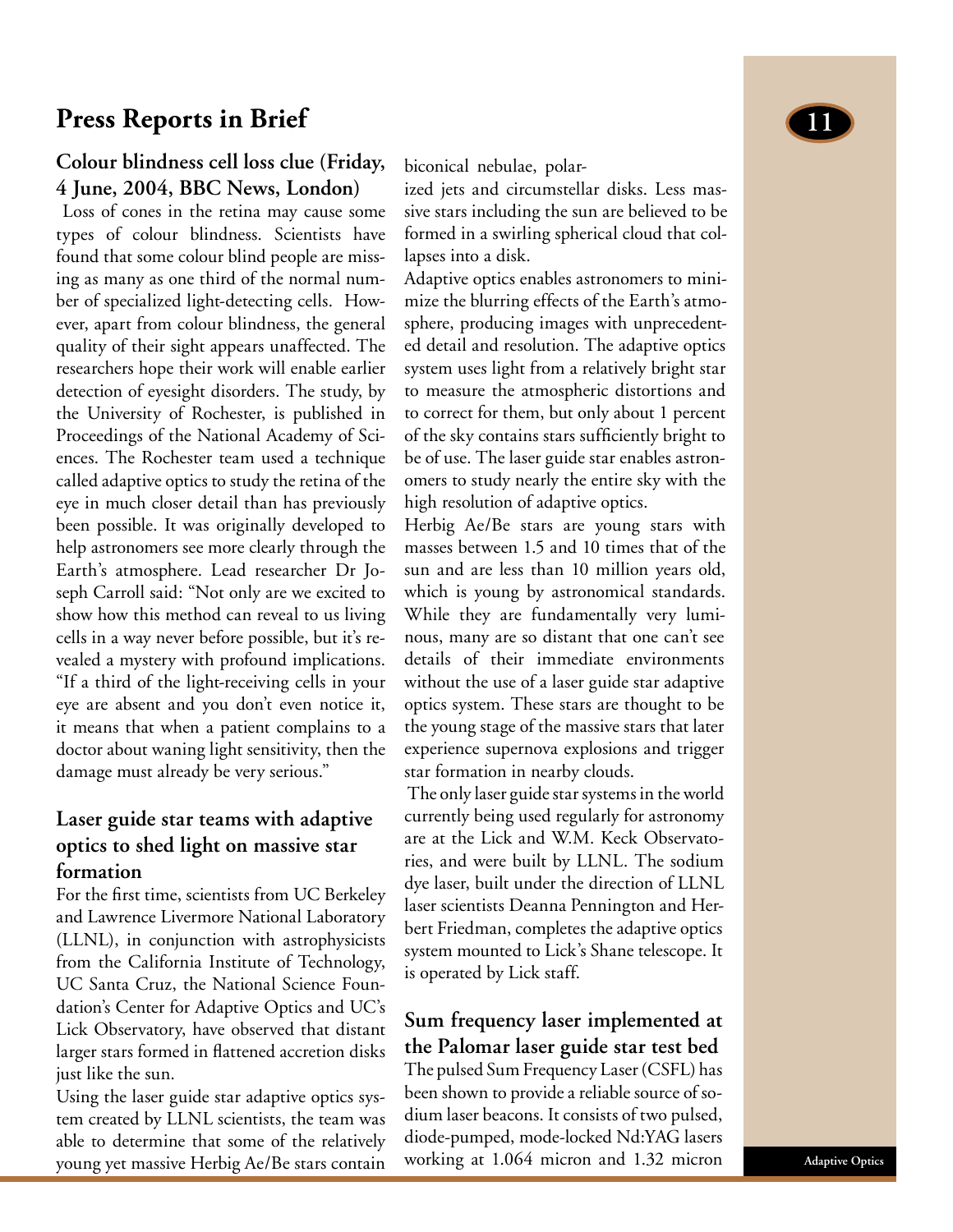# Press Reports in Brief

## Colour blindness cell loss clue (Friday, 4 June, 2004, BBC News, London)

Loss of cones in the retina may cause some types of colour blindness. Scientists have found that some colour blind people are missing as many as one third of the normal number of specialized light-detecting cells. However, apart from colour blindness, the general quality of their sight appears unaffected. The researchers hope their work will enable earlier detection of eyesight disorders. The study, by the University of Rochester, is published in Proceedings of the National Academy of Sciences. The Rochester team used a technique called adaptive optics to study the retina of the eye in much closer detail than has previously been possible. It was originally developed to help astronomers see more clearly through the Earth's atmosphere. Lead researcher Dr Joseph Carroll said: "Not only are we excited to show how this method can reveal to us living cells in a way never before possible, but it's revealed a mystery with profound implications. "If a third of the light-receiving cells in your eye are absent and you don't even notice it, it means that when a patient complains to a doctor about waning light sensitivity, then the damage must already be very serious."

## Laser guide star teams with adaptive optics to shed light on massive star formation

For the first time, scientists from UC Berkeley and Lawrence Livermore National Laboratory (LLNL), in conjunction with astrophysicists from the California Institute of Technology, UC Santa Cruz, the National Science Foundation's Center for Adaptive Optics and UC's Lick Observatory, have observed that distant larger stars formed in flattened accretion disks just like the sun.

Using the laser guide star adaptive optics system created by LLNL scientists, the team was able to determine that some of the relatively young yet massive Herbig Ae/Be stars contain biconical nebulae, polarized jets and circumstellar disks. Less massive stars including the sun are believed to be formed in a swirling spherical cloud that collapses into a disk.

Adaptive optics enables astronomers to minimize the blurring effects of the Earth's atmosphere, producing images with unprecedented detail and resolution. The adaptive optics system uses light from a relatively bright star to measure the atmospheric distortions and to correct for them, but only about 1 percent of the sky contains stars sufficiently bright to be of use. The laser guide star enables astronomers to study nearly the entire sky with the high resolution of adaptive optics.

Herbig Ae/Be stars are young stars with masses between 1.5 and 10 times that of the sun and are less than 10 million years old, which is young by astronomical standards. While they are fundamentally very luminous, many are so distant that one can't see details of their immediate environments without the use of a laser guide star adaptive optics system. These stars are thought to be the young stage of the massive stars that later experience supernova explosions and trigger star formation in nearby clouds.

The only laser guide star systems in the world currently being used regularly for astronomy are at the Lick and W.M. Keck Observatories, and were built by LLNL. The sodium dye laser, built under the direction of LLNL laser scientists Deanna Pennington and Herbert Friedman, completes the adaptive optics system mounted to Lick's Shane telescope. It is operated by Lick staff.

## Sum frequency laser implemented at the Palomar laser guide star test bed

The pulsed Sum Frequency Laser (CSFL) has been shown to provide a reliable source of sodium laser beacons. It consists of two pulsed, diode-pumped, mode-locked Nd:YAG lasers working at 1.064 micron and 1.32 micron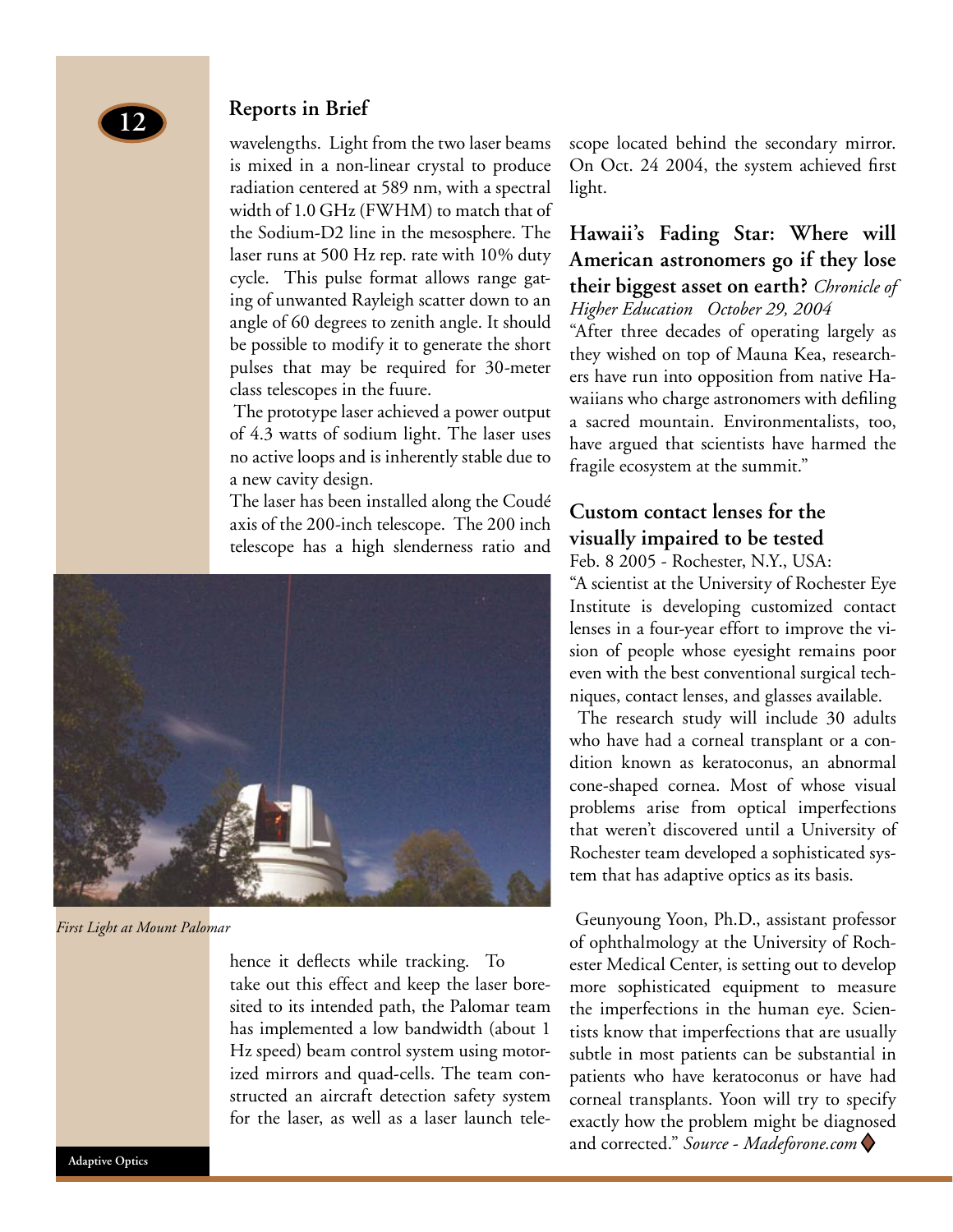## Reports in Brief

wavelengths. Light from the two laser beams is mixed in a non-linear crystal to produce radiation centered at 589 nm, with a spectral width of 1.0 GHz (FWHM) to match that of the Sodium-D2 line in the mesosphere. The laser runs at 500 Hz rep. rate with 10% duty cycle. This pulse format allows range gating of unwanted Rayleigh scatter down to an angle of 60 degrees to zenith angle. It should be possible to modify it to generate the short pulses that may be required for 30-meter class telescopes in the fuure.

The prototype laser achieved a power output of 4.3 watts of sodium light. The laser uses no active loops and is inherently stable due to a new cavity design.

The laser has been installed along the Coudé axis of the 200-inch telescope. The 200 inch telescope has a high slenderness ratio and hence it deflects while tracking. To take out this effect and keep the laser boresited to its intended path, the Palomar team has implemented a low bandwidth (about 1 Hz speed) beam control system using motorized mirrors and quad-cells. The team constructed an aircraft detection safety system for the laser, as well as a laser launch telescope located behind the secondary mirror. On Oct. 24 2004, the system achieved first light.

*First Light at Mount Palomar*

### Hawaii's Fading Star: Where will American astronomers go if they lose their biggest asset on earth? *Chronicle of Higher Education October 29, 2004*

"After three decades of operating largely as they wished on top of Mauna Kea, researchers have run into opposition from native Hawaiians who charge astronomers with defiling a sacred mountain. Environmentalists, too, have argued that scientists have harmed the fragile ecosystem at the summit."

### Custom contact lenses for the visually impaired to be tested

Feb. 8 2005 - Rochester, N.Y., USA:

"A scientist at the University of Rochester Eye Institute is developing customized contact lenses in a four-year effort to improve the vision of people whose eyesight remains poor even with the best conventional surgical techniques, contact lenses, and glasses available.

The research study will include 30 adults who have had a corneal transplant or a condition known as keratoconus, an abnormal cone-shaped cornea. Most of whose visual problems arise from optical imperfections that weren't discovered until a University of Rochester team developed a sophisticated system that has adaptive optics as its basis.

Geunyoung Yoon, Ph.D., assistant professor of ophthalmology at the University of Rochester Medical Center, is setting out to develop more sophisticated equipment to measure the imperfections in the human eye. Scientists know that imperfections that are usually subtle in most patients can be substantial in patients who have keratoconus or have had corneal transplants. Yoon will try to specify exactly how the problem might be diagnosed and corrected." *Source - Madeforone.com*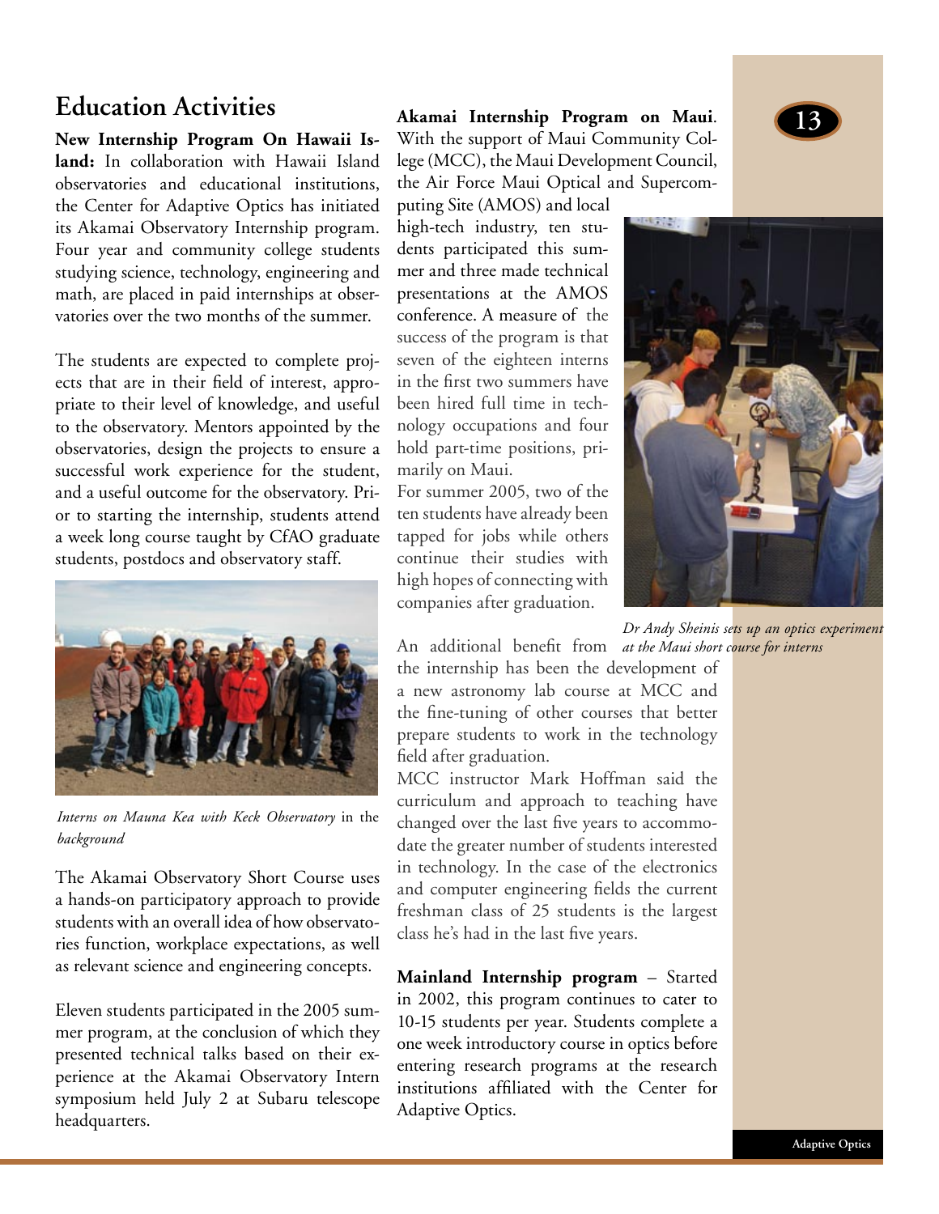# Education Activities

**New Internship Program On Hawaii Island:** In collaboration with Hawaii Island observatories and educational institutions, the Center for Adaptive Optics has initiated its Akamai Observatory Internship program. Four year and community college students studying science, technology, engineering and math, are placed in paid internships at observatories over the two months of the summer.

The students are expected to complete projects that are in their field of interest, appropriate to their level of knowledge, and useful to the observatory. Mentors appointed by the observatories, design the projects to ensure a successful work experience for the student, and a useful outcome for the observatory. Prior to starting the internship, students attend a week long course taught by CfAO graduate students, postdocs and observatory staff.

*Interns on Mauna Kea with Keck Observatory* in the *background*

The Akamai Observatory Short Course uses a hands-on participatory approach to provide students with an overall idea of how observatories function, workplace expectations, as well as relevant science and engineering concepts.

Eleven students participated in the 2005 summer program, at the conclusion of which they presented technical talks based on their experience at the Akamai Observatory Intern symposium held July 2 at Subaru telescope headquarters.

**Akamai Internship Program on Maui**. With the support of Maui Community College (MCC), the Maui Development Council, the Air Force Maui Optical and Supercomputing Site (AMOS) and local high-tech industry, ten students participated this summer and three made technical presentations at the AMOS conference. A measure of the success of the program is that seven of the eighteen interns in the first two summers have been hired full time in technology occupations and four hold part-time positions, primarily on Maui.

For summer 2005, two of the ten students have already been tapped for jobs while others continue their studies with high hopes of connecting with companies after graduation.

*Dr Andy Sheinis sets up an optics experiment at the Maui short course for interns*

An additional benefit from the internship has been the development of a new astronomy lab course at MCC and the fine-tuning of other courses that better prepare students to work in the technology field after graduation.

MCC instructor Mark Hoffman said the curriculum and approach to teaching have changed over the last five years to accommodate the greater number of students interested in technology. In the case of the electronics and computer engineering fields the current freshman class of 25 students is the largest class he's had in the last five years.

**Mainland Internship program** – Started in 2002, this program continues to cater to 10-15 students per year. Students complete a one week introductory course in optics before entering research programs at the research institutions affiliated with the Center for Adaptive Optics.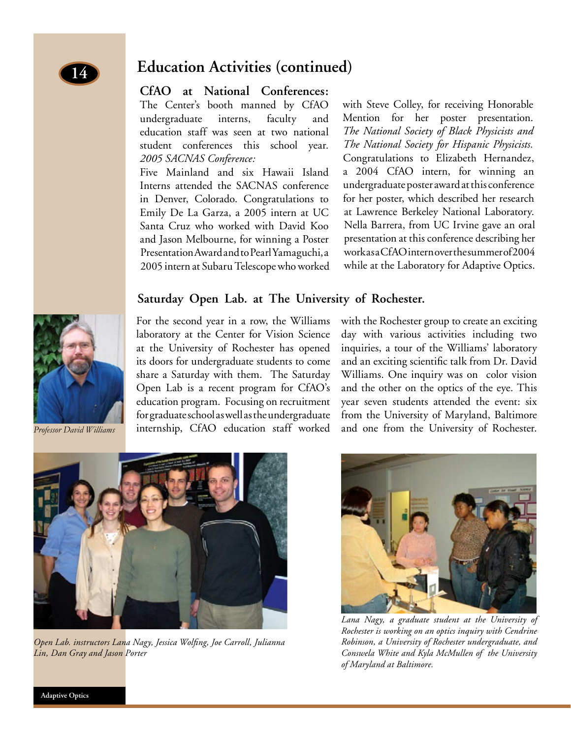## Education Activities (continued)

### CfAO at National Conferences:

The Center's booth manned by CfAO undergraduate interns, faculty and education staff was seen at two national student conferences this school year.

*2005 SACNAS Conference:*

Five Mainland and six Hawaii Island Interns attended the SACNAS conference in Denver, Colorado. Congratulations to Emily De La Garza, a 2005 intern at UC Santa Cruz who worked with David Koo and Jason Melbourne, for winning a Poster Presentation Award and to Pearl Yamaguchi, a 2005 intern at Subaru Telescope who worked with Steve Colley, for receiving Honorable Mention for her poster presentation.

*The National Society of Black Physicists and The National Society for Hispanic Physicists.*

Congratulations to Elizabeth Hernandez, a 2004 CfAO intern, for winning an undergraduate poster award at this conference for her poster, which described her research at Lawrence Berkeley National Laboratory. Nella Barrera, from UC Irvine gave an oral presentation at this conference describing her work as a CfAO intern over the summer of 2004 while at the Laboratory for Adaptive Optics.

### Saturday Open Lab. at The University of Rochester.

*Professor David Williams*

For the second year in a row, the Williams laboratory at the Center for Vision Science at the University of Rochester has opened its doors for undergraduate students to come share a Saturday with them. The Saturday Open Lab is a recent program for CfAO's education program. Focusing on recruitment for graduate school as well as the undergraduate internship, CfAO education staff worked with the Rochester group to create an exciting day with various activities including two inquiries, a tour of the Williams' laboratory and an exciting scientific talk from Dr. David Williams. One inquiry was on color vision and the other on the optics of the eye. This year seven students attended the event: six from the University of Maryland, Baltimore and one from the University of Rochester.

*Open Lab. instructors Lana Nagy, Jessica Wolfing, Joe Carroll, Julianna Lin, Dan Gray and Jason Porter*

*Lana Nagy, a graduate student at the University of Rochester is working on an optics inquiry with Cendrine Robinson, a University of Rochester undergraduate, and Conswela White and Kyla McMullen of the University of Maryland at Baltimore.*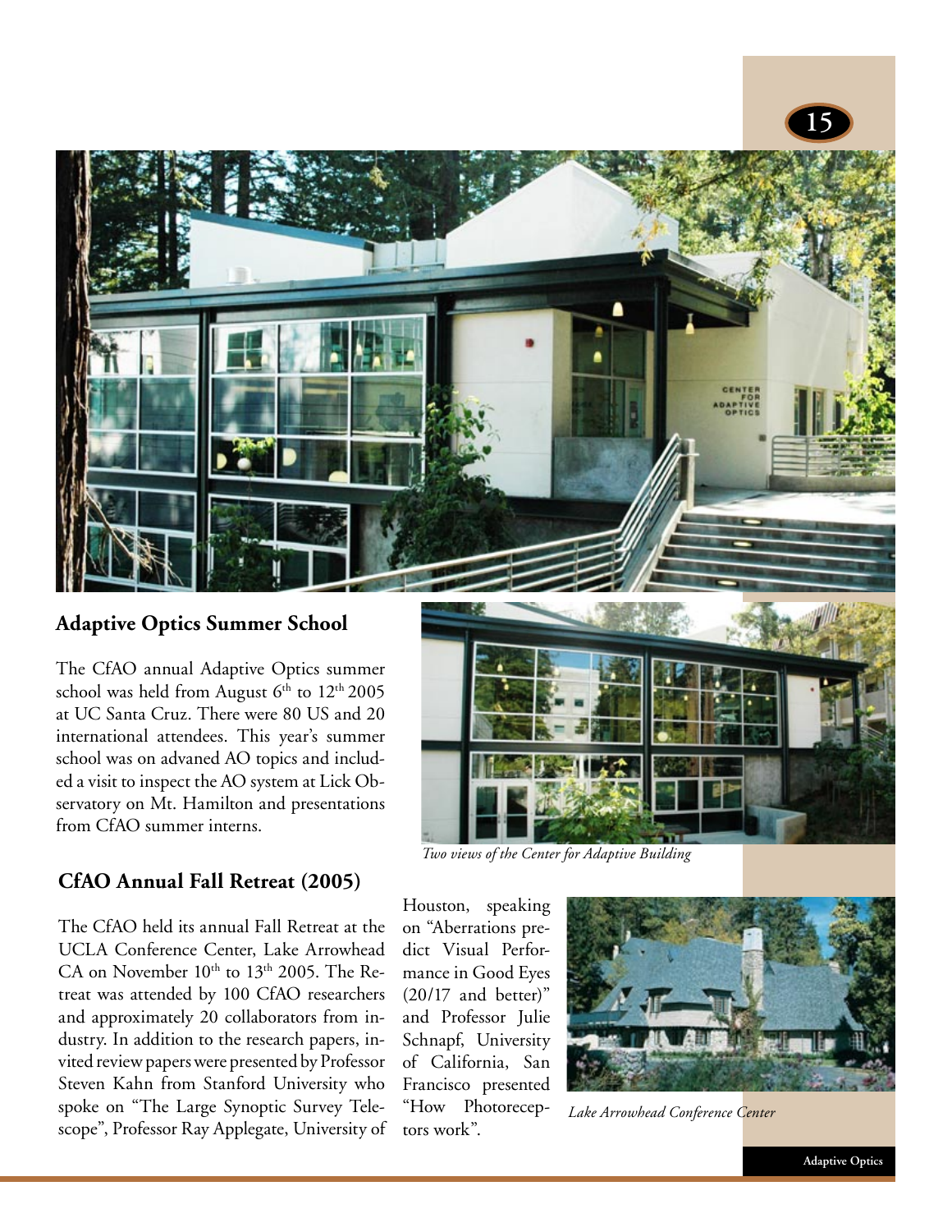## Adaptive Optics Summer School

The CfAO annual Adaptive Optics summer school was held from August 6th to 12th 2005 at UC Santa Cruz. There were 80 US and 20 international attendees. This year's summer school was on advaned AO topics and included a visit to inspect the AO system at Lick Observatory on Mt. Hamilton and presentations from CfAO summer interns.

*Two views of the Center for Adaptive Building*

## CfAO Annual Fall Retreat (2005)

The CfAO held its annual Fall Retreat at the UCLA Conference Center, Lake Arrowhead CA on November 10th to 13th 2005. The Retreat was attended by 100 CfAO researchers and approximately 20 collaborators from industry. In addition to the research papers, invited review papers were presented by Professor Steven Kahn from Stanford University who spoke on "The Large Synoptic Survey Telescope", Professor Ray Applegate, University of Houston, speaking on "Aberrations predict Visual Performance in Good Eyes (20/17 and better)" and Professor Julie Schnapf, University of California, San Francisco presented "How Photoreceptors work".

*Lake Arrowhead Conference Center*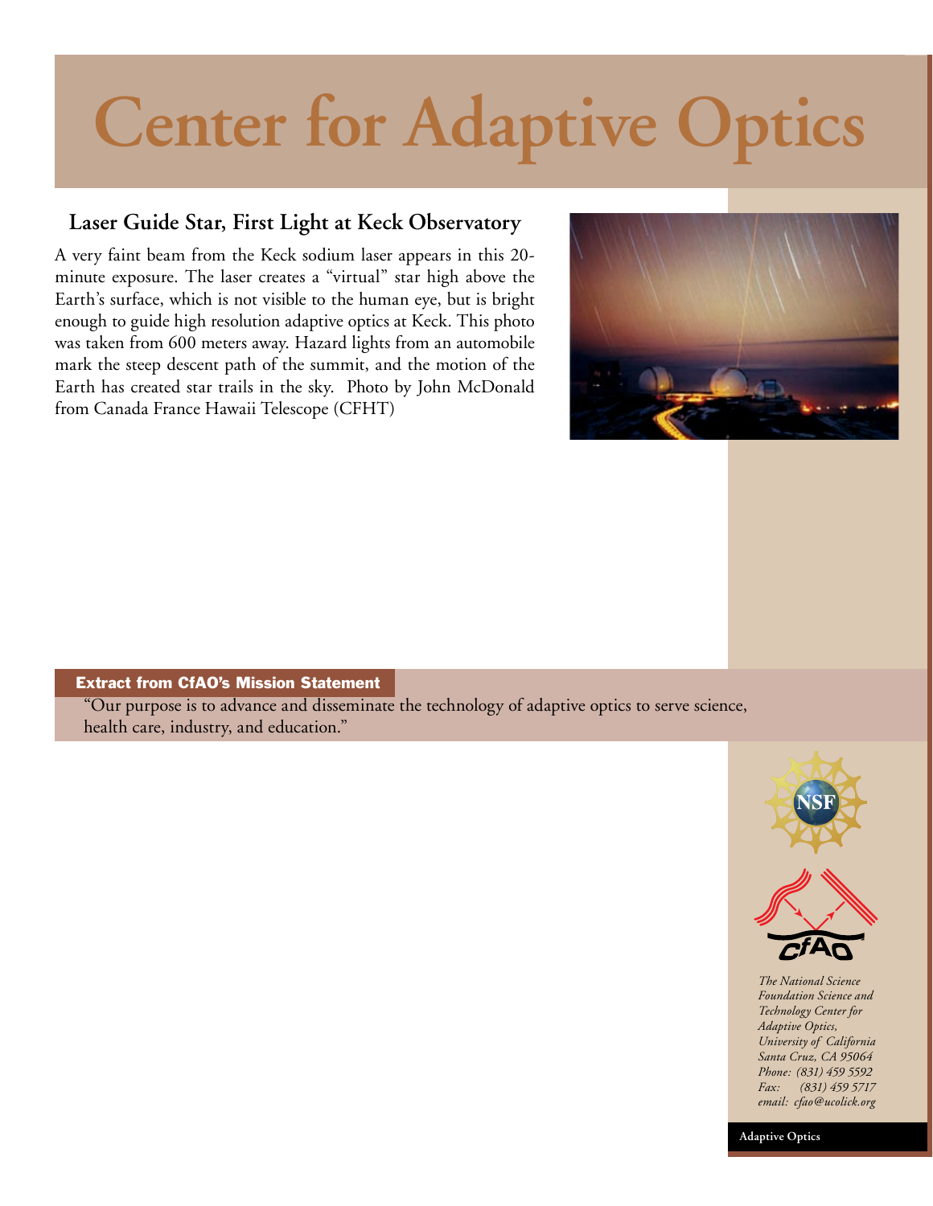# Center for Adaptive Optics

## Laser Guide Star, First Light at Keck Observatory

A very faint beam from the Keck sodium laser appears in this 20-minute exposure. The laser creates a "virtual" star high above the Earth's surface, which is not visible to the human eye, but is bright enough to guide high resolution adaptive optics at Keck. This photo was taken from 600 meters away. Hazard lights from an automobile mark the steep descent path of the summit, and the motion of the Earth has created star trails in the sky. Photo by John McDonald from Canada France Hawaii Telescope (CFHT)

**Extract from CfAO's Mission Statement**

"Our purpose is to advance and disseminate the technology of adaptive optics to serve science, health care, industry, and education."

*The National Science Foundation Science and Technology Center for Adaptive Optics, University of California Santa Cruz, CA 95064*
*Phone: (831) 459 5592*
*Fax: (831) 459 5717*
*email: cfao@ucolick.org*